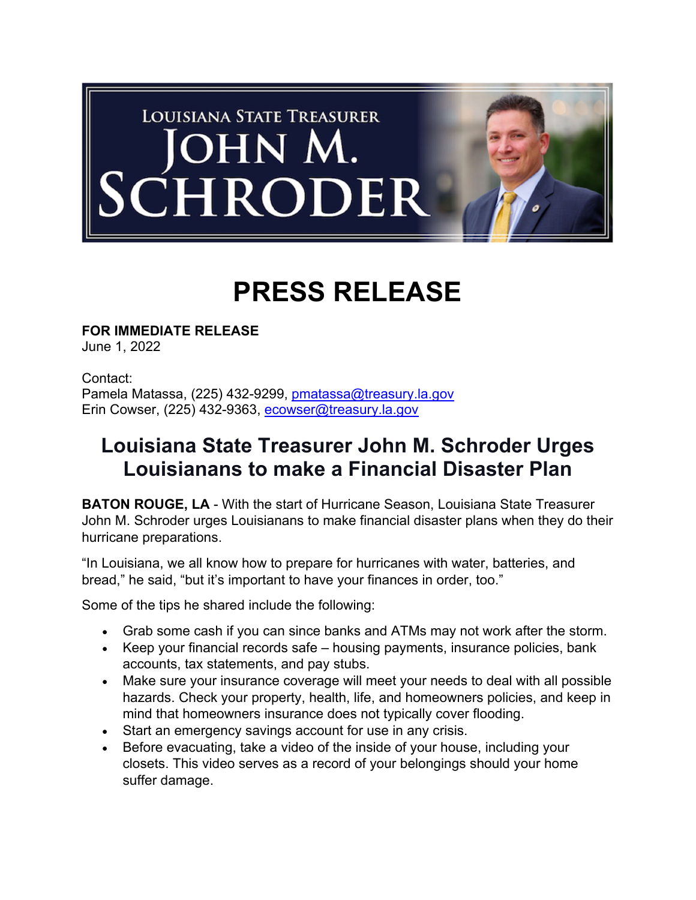LOUISIANA STATE TREASURER JOHN M. SCHRODER

# PRESS RELEASE

**FOR IMMEDIATE RELEASE**
June 1, 2022

Contact:
Pamela Matassa, (225) 432-9299, pmatassa@treasury.la.gov
Erin Cowser, (225) 432-9363, ecowser@treasury.la.gov

## Louisiana State Treasurer John M. Schroder Urges Louisianans to make a Financial Disaster Plan

**BATON ROUGE, LA** - With the start of Hurricane Season, Louisiana State Treasurer John M. Schroder urges Louisianans to make financial disaster plans when they do their hurricane preparations.

"In Louisiana, we all know how to prepare for hurricanes with water, batteries, and bread," he said, "but it's important to have your finances in order, too."

Some of the tips he shared include the following:

- Grab some cash if you can since banks and ATMs may not work after the storm.
- Keep your financial records safe – housing payments, insurance policies, bank accounts, tax statements, and pay stubs.
- Make sure your insurance coverage will meet your needs to deal with all possible hazards. Check your property, health, life, and homeowners policies, and keep in mind that homeowners insurance does not typically cover flooding.
- Start an emergency savings account for use in any crisis.
- Before evacuating, take a video of the inside of your house, including your closets. This video serves as a record of your belongings should your home suffer damage.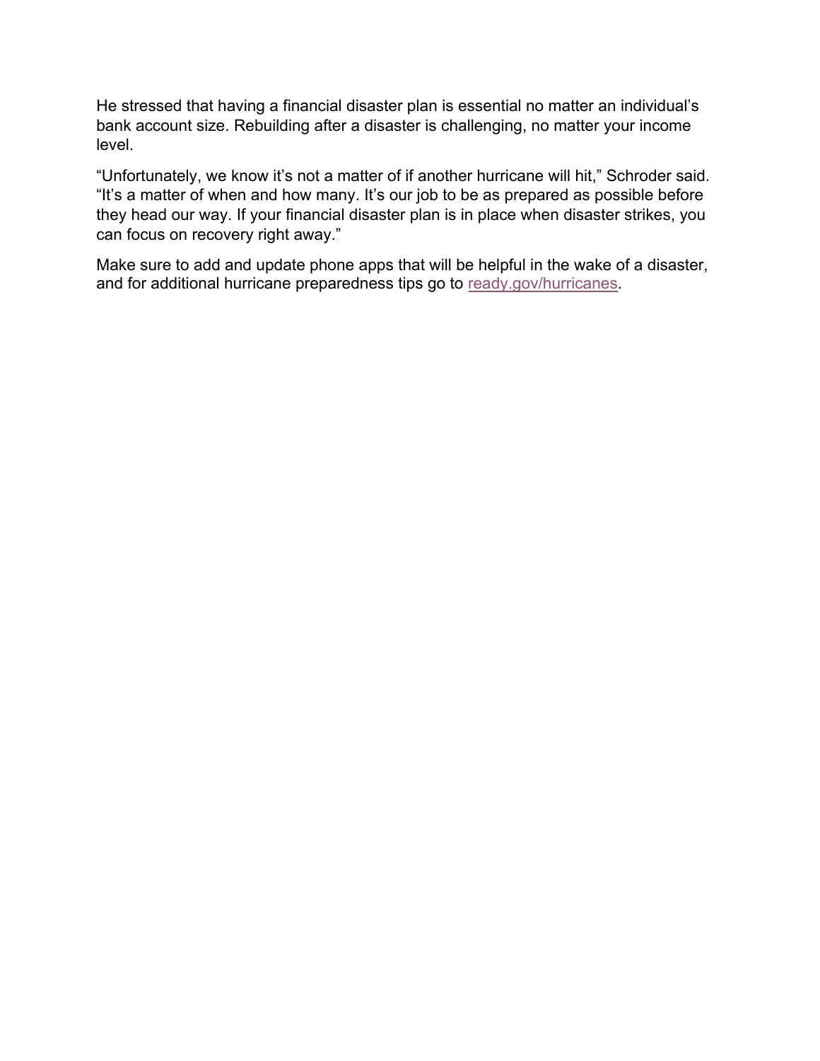He stressed that having a financial disaster plan is essential no matter an individual's bank account size. Rebuilding after a disaster is challenging, no matter your income level.

"Unfortunately, we know it's not a matter of if another hurricane will hit," Schroder said. "It's a matter of when and how many. It's our job to be as prepared as possible before they head our way. If your financial disaster plan is in place when disaster strikes, you can focus on recovery right away."

Make sure to add and update phone apps that will be helpful in the wake of a disaster, and for additional hurricane preparedness tips go to [ready.gov/hurricanes](https://ready.gov/hurricanes).